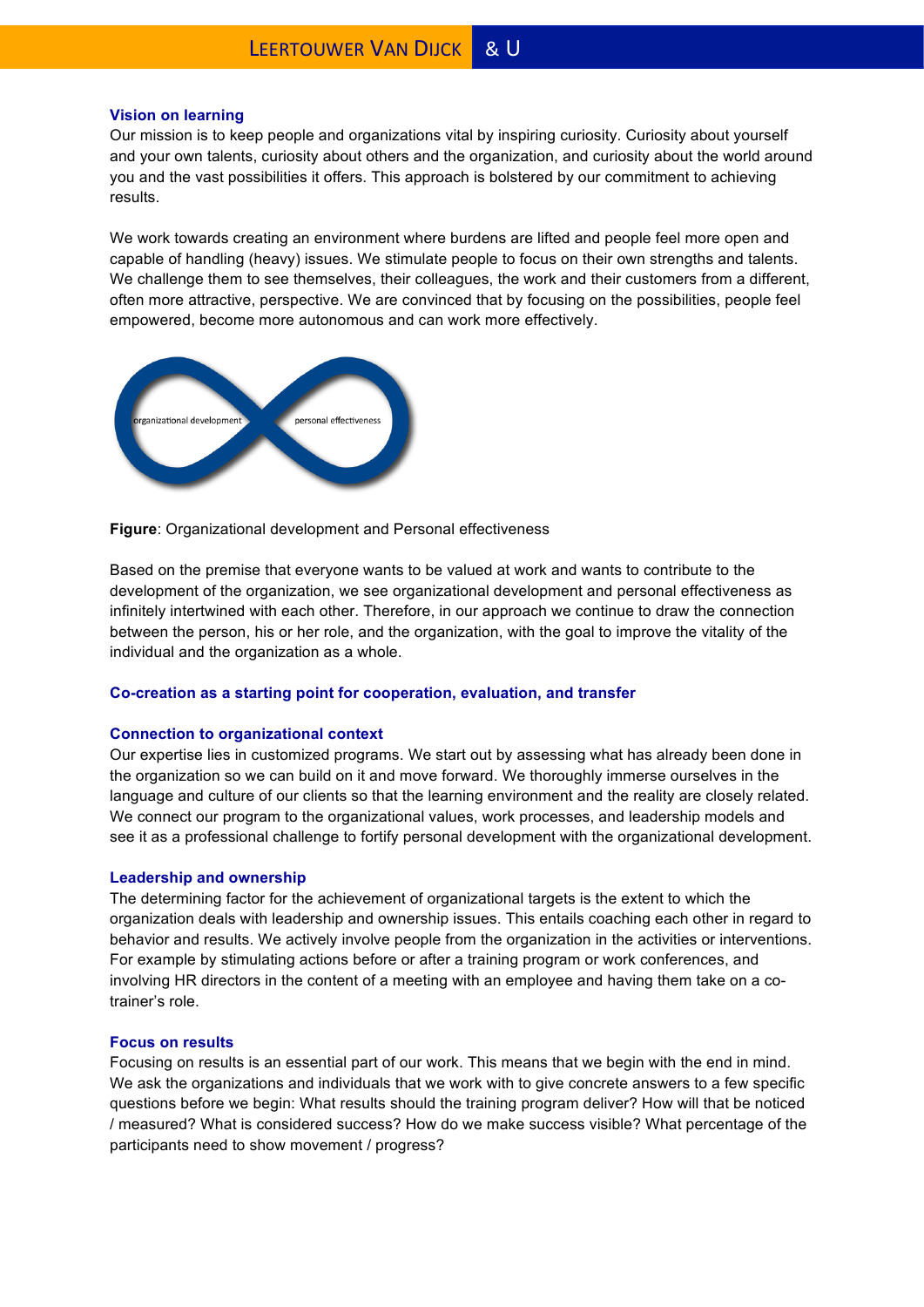## Vision on learning

Our mission is to keep people and organizations vital by inspiring curiosity. Curiosity about yourself and your own talents, curiosity about others and the organization, and curiosity about the world around you and the vast possibilities it offers. This approach is bolstered by our commitment to achieving results.

We work towards creating an environment where burdens are lifted and people feel more open and capable of handling (heavy) issues. We stimulate people to focus on their own strengths and talents. We challenge them to see themselves, their colleagues, the work and their customers from a different, often more attractive, perspective. We are convinced that by focusing on the possibilities, people feel empowered, become more autonomous and can work more effectively.

organizational development personal effectiveness

**Figure**: Organizational development and Personal effectiveness

Based on the premise that everyone wants to be valued at work and wants to contribute to the development of the organization, we see organizational development and personal effectiveness as infinitely intertwined with each other. Therefore, in our approach we continue to draw the connection between the person, his or her role, and the organization, with the goal to improve the vitality of the individual and the organization as a whole.

## Co-creation as a starting point for cooperation, evaluation, and transfer

### Connection to organizational context

Our expertise lies in customized programs. We start out by assessing what has already been done in the organization so we can build on it and move forward. We thoroughly immerse ourselves in the language and culture of our clients so that the learning environment and the reality are closely related. We connect our program to the organizational values, work processes, and leadership models and see it as a professional challenge to fortify personal development with the organizational development.

### Leadership and ownership

The determining factor for the achievement of organizational targets is the extent to which the organization deals with leadership and ownership issues. This entails coaching each other in regard to behavior and results. We actively involve people from the organization in the activities or interventions. For example by stimulating actions before or after a training program or work conferences, and involving HR directors in the content of a meeting with an employee and having them take on a co-trainer's role.

### Focus on results

Focusing on results is an essential part of our work. This means that we begin with the end in mind. We ask the organizations and individuals that we work with to give concrete answers to a few specific questions before we begin: What results should the training program deliver? How will that be noticed / measured? What is considered success? How do we make success visible? What percentage of the participants need to show movement / progress?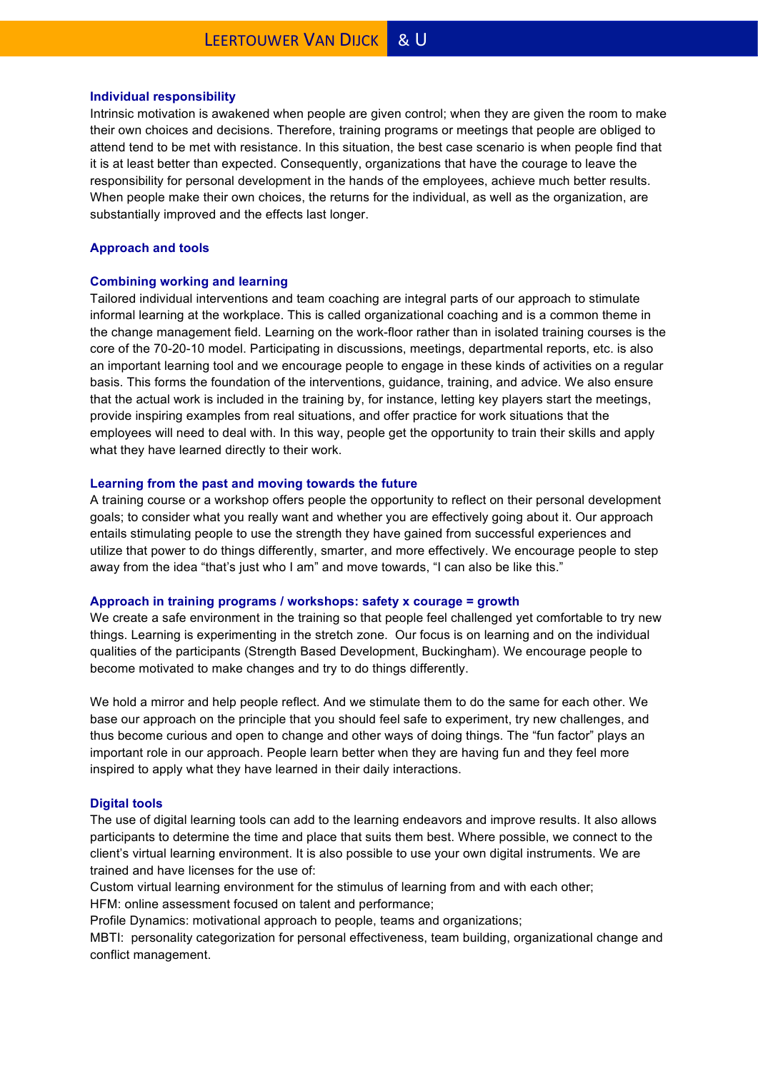### Individual responsibility

Intrinsic motivation is awakened when people are given control; when they are given the room to make their own choices and decisions. Therefore, training programs or meetings that people are obliged to attend tend to be met with resistance. In this situation, the best case scenario is when people find that it is at least better than expected. Consequently, organizations that have the courage to leave the responsibility for personal development in the hands of the employees, achieve much better results. When people make their own choices, the returns for the individual, as well as the organization, are substantially improved and the effects last longer.

### Approach and tools

### Combining working and learning

Tailored individual interventions and team coaching are integral parts of our approach to stimulate informal learning at the workplace. This is called organizational coaching and is a common theme in the change management field. Learning on the work-floor rather than in isolated training courses is the core of the 70-20-10 model. Participating in discussions, meetings, departmental reports, etc. is also an important learning tool and we encourage people to engage in these kinds of activities on a regular basis. This forms the foundation of the interventions, guidance, training, and advice. We also ensure that the actual work is included in the training by, for instance, letting key players start the meetings, provide inspiring examples from real situations, and offer practice for work situations that the employees will need to deal with. In this way, people get the opportunity to train their skills and apply what they have learned directly to their work.

### Learning from the past and moving towards the future

A training course or a workshop offers people the opportunity to reflect on their personal development goals; to consider what you really want and whether you are effectively going about it. Our approach entails stimulating people to use the strength they have gained from successful experiences and utilize that power to do things differently, smarter, and more effectively. We encourage people to step away from the idea "that's just who I am" and move towards, "I can also be like this."

### Approach in training programs / workshops: safety x courage = growth

We create a safe environment in the training so that people feel challenged yet comfortable to try new things. Learning is experimenting in the stretch zone. Our focus is on learning and on the individual qualities of the participants (Strength Based Development, Buckingham). We encourage people to become motivated to make changes and try to do things differently.

We hold a mirror and help people reflect. And we stimulate them to do the same for each other. We base our approach on the principle that you should feel safe to experiment, try new challenges, and thus become curious and open to change and other ways of doing things. The "fun factor" plays an important role in our approach. People learn better when they are having fun and they feel more inspired to apply what they have learned in their daily interactions.

### Digital tools

The use of digital learning tools can add to the learning endeavors and improve results. It also allows participants to determine the time and place that suits them best. Where possible, we connect to the client's virtual learning environment. It is also possible to use your own digital instruments. We are trained and have licenses for the use of:

Custom virtual learning environment for the stimulus of learning from and with each other;
HFM: online assessment focused on talent and performance;
Profile Dynamics: motivational approach to people, teams and organizations;
MBTI: personality categorization for personal effectiveness, team building, organizational change and conflict management.